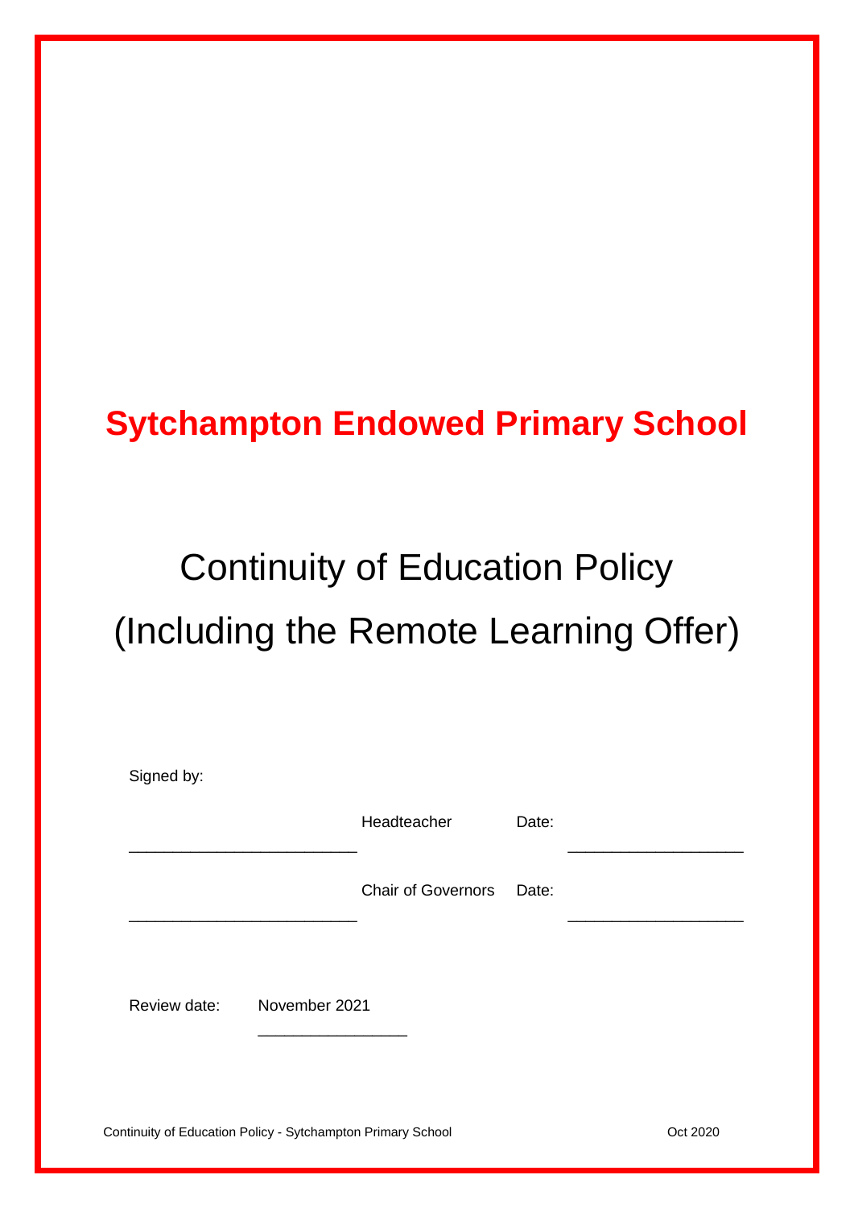# Sytchampton Endowed Primary School

## Continuity of Education Policy
## (Including the Remote Learning Offer)

Signed by:

_________________________ Headteacher Date: ___________________

_________________________ Chair of Governors Date: ___________________

Review date: November 2021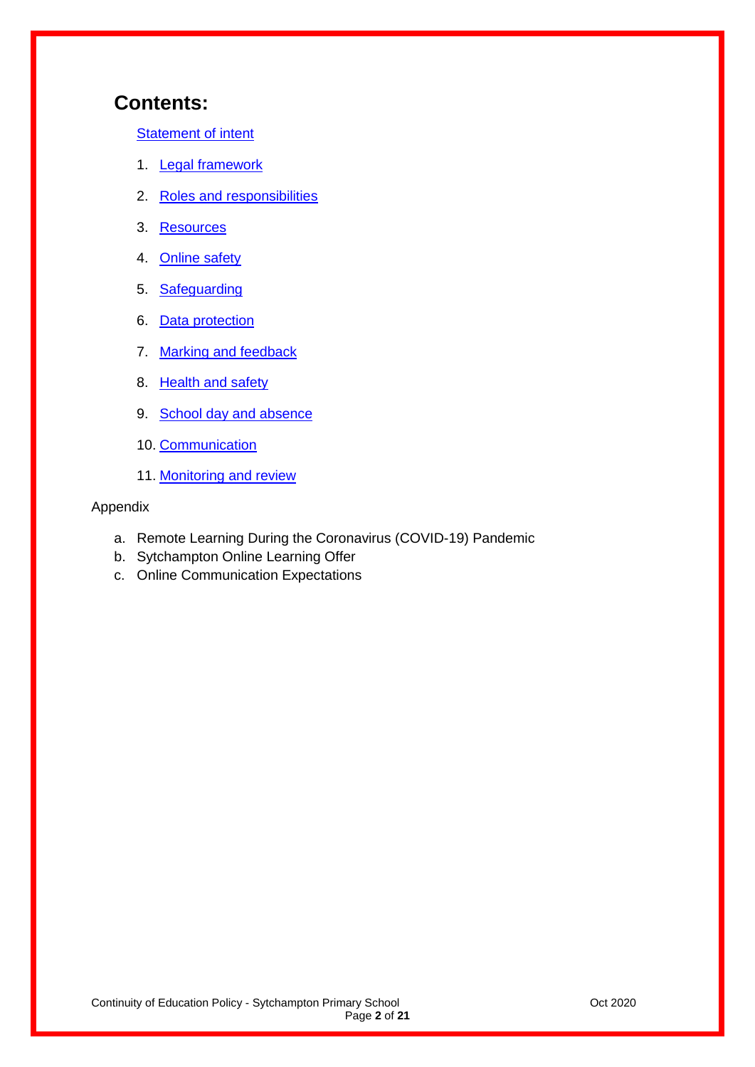## Contents:

Statement of intent

1. Legal framework
2. Roles and responsibilities
3. Resources
4. Online safety
5. Safeguarding
6. Data protection
7. Marking and feedback
8. Health and safety
9. School day and absence
10. Communication
11. Monitoring and review

Appendix

a. Remote Learning During the Coronavirus (COVID-19) Pandemic
b. Sytchampton Online Learning Offer
c. Online Communication Expectations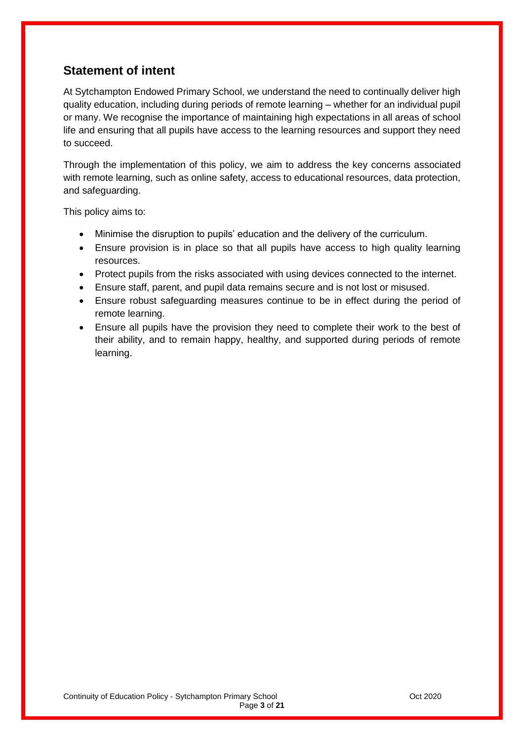## Statement of intent

At Sytchampton Endowed Primary School, we understand the need to continually deliver high quality education, including during periods of remote learning – whether for an individual pupil or many. We recognise the importance of maintaining high expectations in all areas of school life and ensuring that all pupils have access to the learning resources and support they need to succeed.

Through the implementation of this policy, we aim to address the key concerns associated with remote learning, such as online safety, access to educational resources, data protection, and safeguarding.

This policy aims to:

- Minimise the disruption to pupils' education and the delivery of the curriculum.
- Ensure provision is in place so that all pupils have access to high quality learning resources.
- Protect pupils from the risks associated with using devices connected to the internet.
- Ensure staff, parent, and pupil data remains secure and is not lost or misused.
- Ensure robust safeguarding measures continue to be in effect during the period of remote learning.
- Ensure all pupils have the provision they need to complete their work to the best of their ability, and to remain happy, healthy, and supported during periods of remote learning.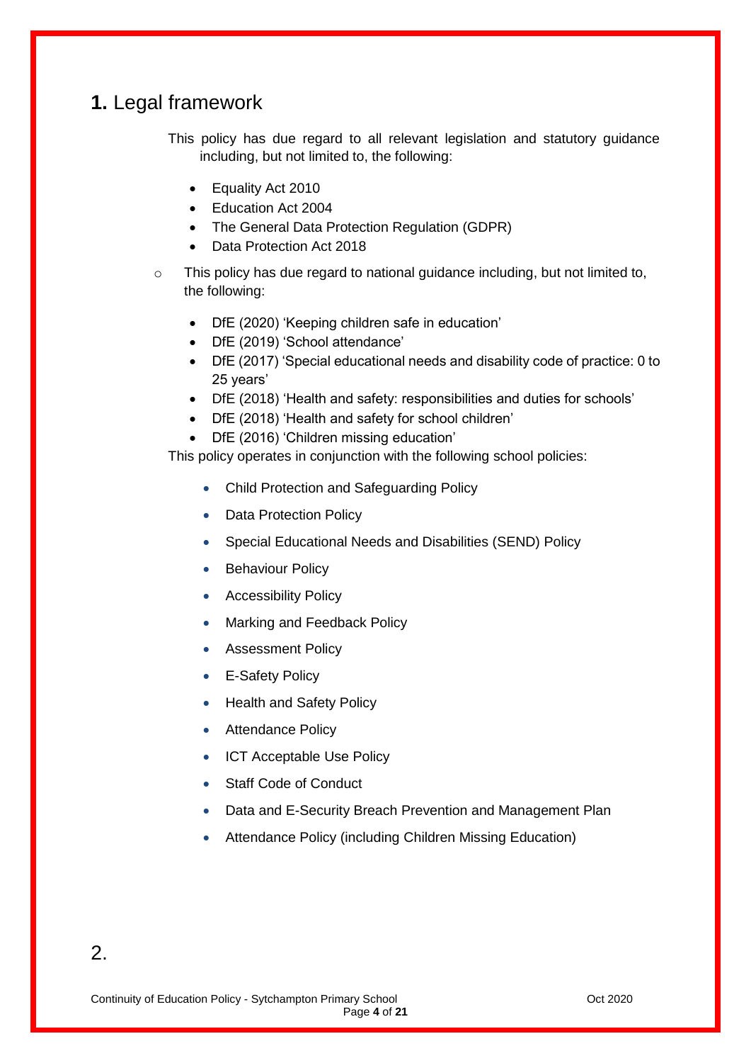## **1.** Legal framework

This policy has due regard to all relevant legislation and statutory guidance including, but not limited to, the following:

- Equality Act 2010
- Education Act 2004
- The General Data Protection Regulation (GDPR)
- Data Protection Act 2018

This policy has due regard to national guidance including, but not limited to, the following:

- DfE (2020) 'Keeping children safe in education'
- DfE (2019) 'School attendance'
- DfE (2017) 'Special educational needs and disability code of practice: 0 to 25 years'
- DfE (2018) 'Health and safety: responsibilities and duties for schools'
- DfE (2018) 'Health and safety for school children'
- DfE (2016) 'Children missing education'

This policy operates in conjunction with the following school policies:

- Child Protection and Safeguarding Policy
- Data Protection Policy
- Special Educational Needs and Disabilities (SEND) Policy
- Behaviour Policy
- Accessibility Policy
- Marking and Feedback Policy
- Assessment Policy
- E-Safety Policy
- Health and Safety Policy
- Attendance Policy
- ICT Acceptable Use Policy
- Staff Code of Conduct
- Data and E-Security Breach Prevention and Management Plan
- Attendance Policy (including Children Missing Education)

2.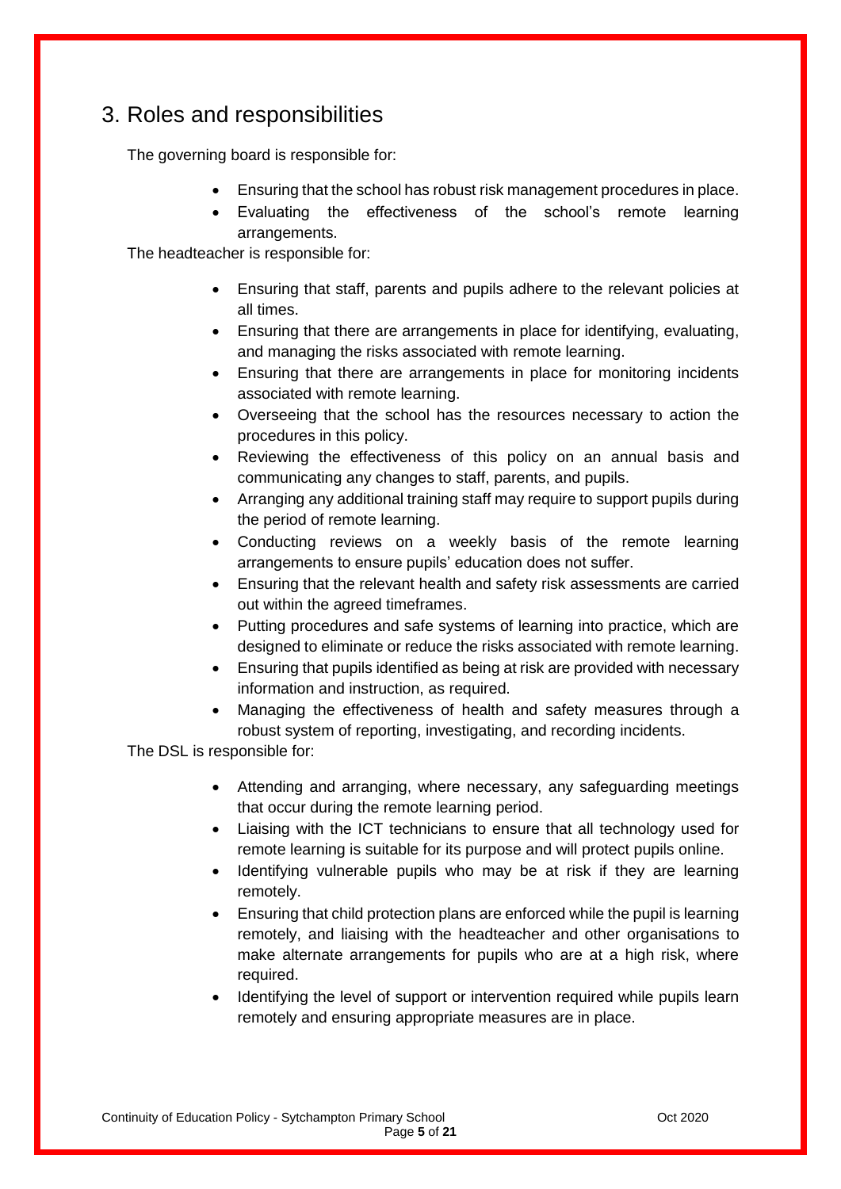## 3. Roles and responsibilities

The governing board is responsible for:

- Ensuring that the school has robust risk management procedures in place.
- Evaluating the effectiveness of the school's remote learning arrangements.

The headteacher is responsible for:

- Ensuring that staff, parents and pupils adhere to the relevant policies at all times.
- Ensuring that there are arrangements in place for identifying, evaluating, and managing the risks associated with remote learning.
- Ensuring that there are arrangements in place for monitoring incidents associated with remote learning.
- Overseeing that the school has the resources necessary to action the procedures in this policy.
- Reviewing the effectiveness of this policy on an annual basis and communicating any changes to staff, parents, and pupils.
- Arranging any additional training staff may require to support pupils during the period of remote learning.
- Conducting reviews on a weekly basis of the remote learning arrangements to ensure pupils' education does not suffer.
- Ensuring that the relevant health and safety risk assessments are carried out within the agreed timeframes.
- Putting procedures and safe systems of learning into practice, which are designed to eliminate or reduce the risks associated with remote learning.
- Ensuring that pupils identified as being at risk are provided with necessary information and instruction, as required.
- Managing the effectiveness of health and safety measures through a robust system of reporting, investigating, and recording incidents.

The DSL is responsible for:

- Attending and arranging, where necessary, any safeguarding meetings that occur during the remote learning period.
- Liaising with the ICT technicians to ensure that all technology used for remote learning is suitable for its purpose and will protect pupils online.
- Identifying vulnerable pupils who may be at risk if they are learning remotely.
- Ensuring that child protection plans are enforced while the pupil is learning remotely, and liaising with the headteacher and other organisations to make alternate arrangements for pupils who are at a high risk, where required.
- Identifying the level of support or intervention required while pupils learn remotely and ensuring appropriate measures are in place.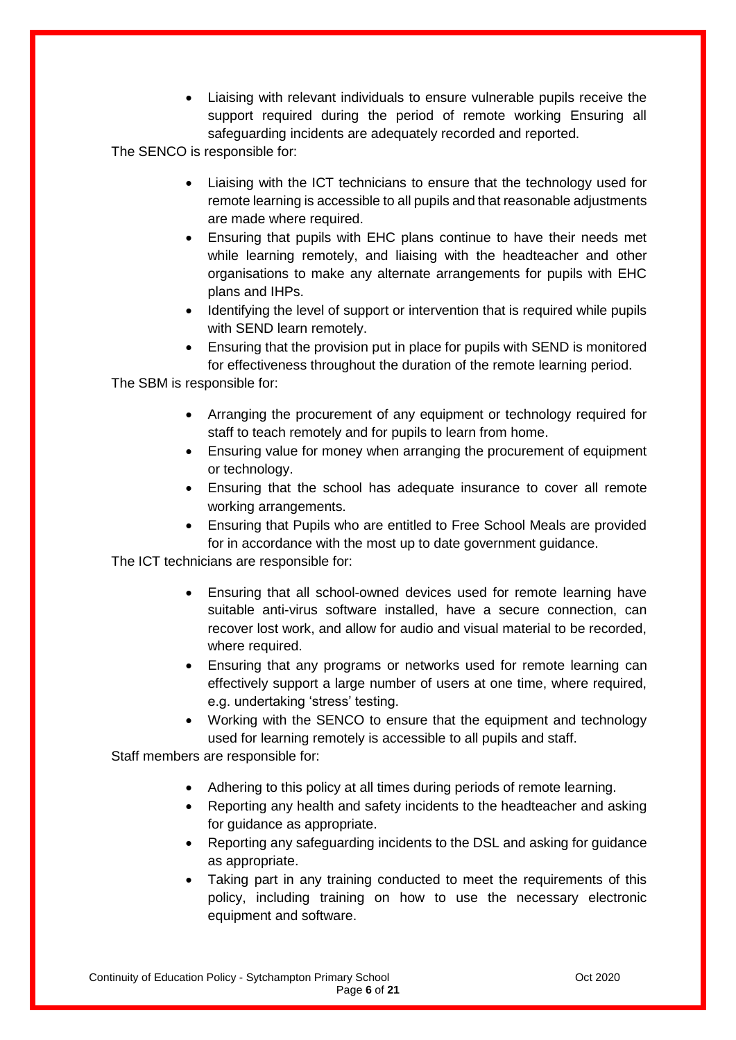- Liaising with relevant individuals to ensure vulnerable pupils receive the support required during the period of remote working Ensuring all safeguarding incidents are adequately recorded and reported.

The SENCO is responsible for:

- Liaising with the ICT technicians to ensure that the technology used for remote learning is accessible to all pupils and that reasonable adjustments are made where required.
- Ensuring that pupils with EHC plans continue to have their needs met while learning remotely, and liaising with the headteacher and other organisations to make any alternate arrangements for pupils with EHC plans and IHPs.
- Identifying the level of support or intervention that is required while pupils with SEND learn remotely.
- Ensuring that the provision put in place for pupils with SEND is monitored for effectiveness throughout the duration of the remote learning period.

The SBM is responsible for:

- Arranging the procurement of any equipment or technology required for staff to teach remotely and for pupils to learn from home.
- Ensuring value for money when arranging the procurement of equipment or technology.
- Ensuring that the school has adequate insurance to cover all remote working arrangements.
- Ensuring that Pupils who are entitled to Free School Meals are provided for in accordance with the most up to date government guidance.

The ICT technicians are responsible for:

- Ensuring that all school-owned devices used for remote learning have suitable anti-virus software installed, have a secure connection, can recover lost work, and allow for audio and visual material to be recorded, where required.
- Ensuring that any programs or networks used for remote learning can effectively support a large number of users at one time, where required, e.g. undertaking 'stress' testing.
- Working with the SENCO to ensure that the equipment and technology used for learning remotely is accessible to all pupils and staff.

Staff members are responsible for:

- Adhering to this policy at all times during periods of remote learning.
- Reporting any health and safety incidents to the headteacher and asking for guidance as appropriate.
- Reporting any safeguarding incidents to the DSL and asking for guidance as appropriate.
- Taking part in any training conducted to meet the requirements of this policy, including training on how to use the necessary electronic equipment and software.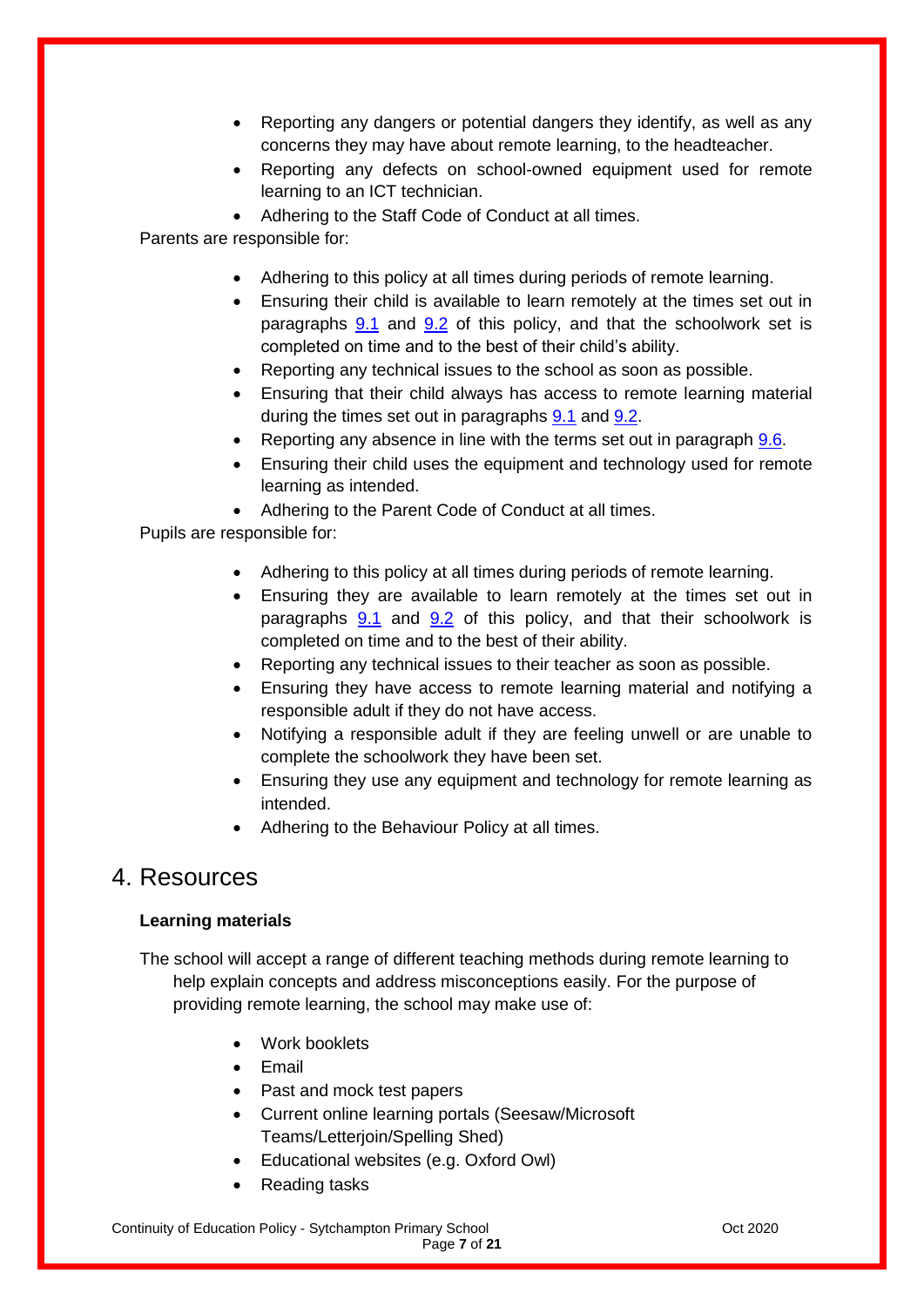- Reporting any dangers or potential dangers they identify, as well as any concerns they may have about remote learning, to the headteacher.
- Reporting any defects on school-owned equipment used for remote learning to an ICT technician.
- Adhering to the Staff Code of Conduct at all times.

Parents are responsible for:

- Adhering to this policy at all times during periods of remote learning.
- Ensuring their child is available to learn remotely at the times set out in paragraphs 9.1 and 9.2 of this policy, and that the schoolwork set is completed on time and to the best of their child's ability.
- Reporting any technical issues to the school as soon as possible.
- Ensuring that their child always has access to remote learning material during the times set out in paragraphs 9.1 and 9.2.
- Reporting any absence in line with the terms set out in paragraph 9.6.
- Ensuring their child uses the equipment and technology used for remote learning as intended.
- Adhering to the Parent Code of Conduct at all times.

Pupils are responsible for:

- Adhering to this policy at all times during periods of remote learning.
- Ensuring they are available to learn remotely at the times set out in paragraphs 9.1 and 9.2 of this policy, and that their schoolwork is completed on time and to the best of their ability.
- Reporting any technical issues to their teacher as soon as possible.
- Ensuring they have access to remote learning material and notifying a responsible adult if they do not have access.
- Notifying a responsible adult if they are feeling unwell or are unable to complete the schoolwork they have been set.
- Ensuring they use any equipment and technology for remote learning as intended.
- Adhering to the Behaviour Policy at all times.

# 4. Resources

**Learning materials**

The school will accept a range of different teaching methods during remote learning to help explain concepts and address misconceptions easily. For the purpose of providing remote learning, the school may make use of:

- Work booklets
- Email
- Past and mock test papers
- Current online learning portals (Seesaw/Microsoft Teams/Letterjoin/Spelling Shed)
- Educational websites (e.g. Oxford Owl)
- Reading tasks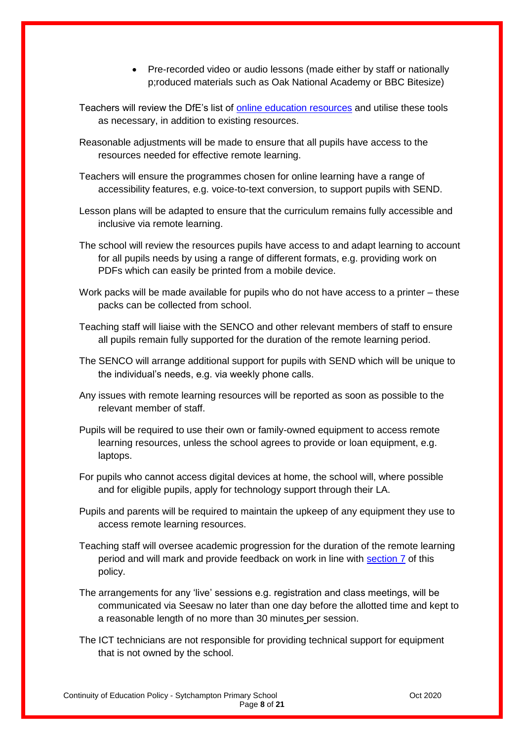- Pre-recorded video or audio lessons (made either by staff or nationally p;roduced materials such as Oak National Academy or BBC Bitesize)

Teachers will review the DfE's list of [online education resources]() and utilise these tools as necessary, in addition to existing resources.

Reasonable adjustments will be made to ensure that all pupils have access to the resources needed for effective remote learning.

Teachers will ensure the programmes chosen for online learning have a range of accessibility features, e.g. voice-to-text conversion, to support pupils with SEND.

Lesson plans will be adapted to ensure that the curriculum remains fully accessible and inclusive via remote learning.

The school will review the resources pupils have access to and adapt learning to account for all pupils needs by using a range of different formats, e.g. providing work on PDFs which can easily be printed from a mobile device.

Work packs will be made available for pupils who do not have access to a printer – these packs can be collected from school.

Teaching staff will liaise with the SENCO and other relevant members of staff to ensure all pupils remain fully supported for the duration of the remote learning period.

The SENCO will arrange additional support for pupils with SEND which will be unique to the individual's needs, e.g. via weekly phone calls.

Any issues with remote learning resources will be reported as soon as possible to the relevant member of staff.

Pupils will be required to use their own or family-owned equipment to access remote learning resources, unless the school agrees to provide or loan equipment, e.g. laptops.

For pupils who cannot access digital devices at home, the school will, where possible and for eligible pupils, apply for technology support through their LA.

Pupils and parents will be required to maintain the upkeep of any equipment they use to access remote learning resources.

Teaching staff will oversee academic progression for the duration of the remote learning period and will mark and provide feedback on work in line with [section 7]() of this policy.

The arrangements for any 'live' sessions e.g. registration and class meetings, will be communicated via Seesaw no later than one day before the allotted time and kept to a reasonable length of no more than 30 minutes per session.

The ICT technicians are not responsible for providing technical support for equipment that is not owned by the school.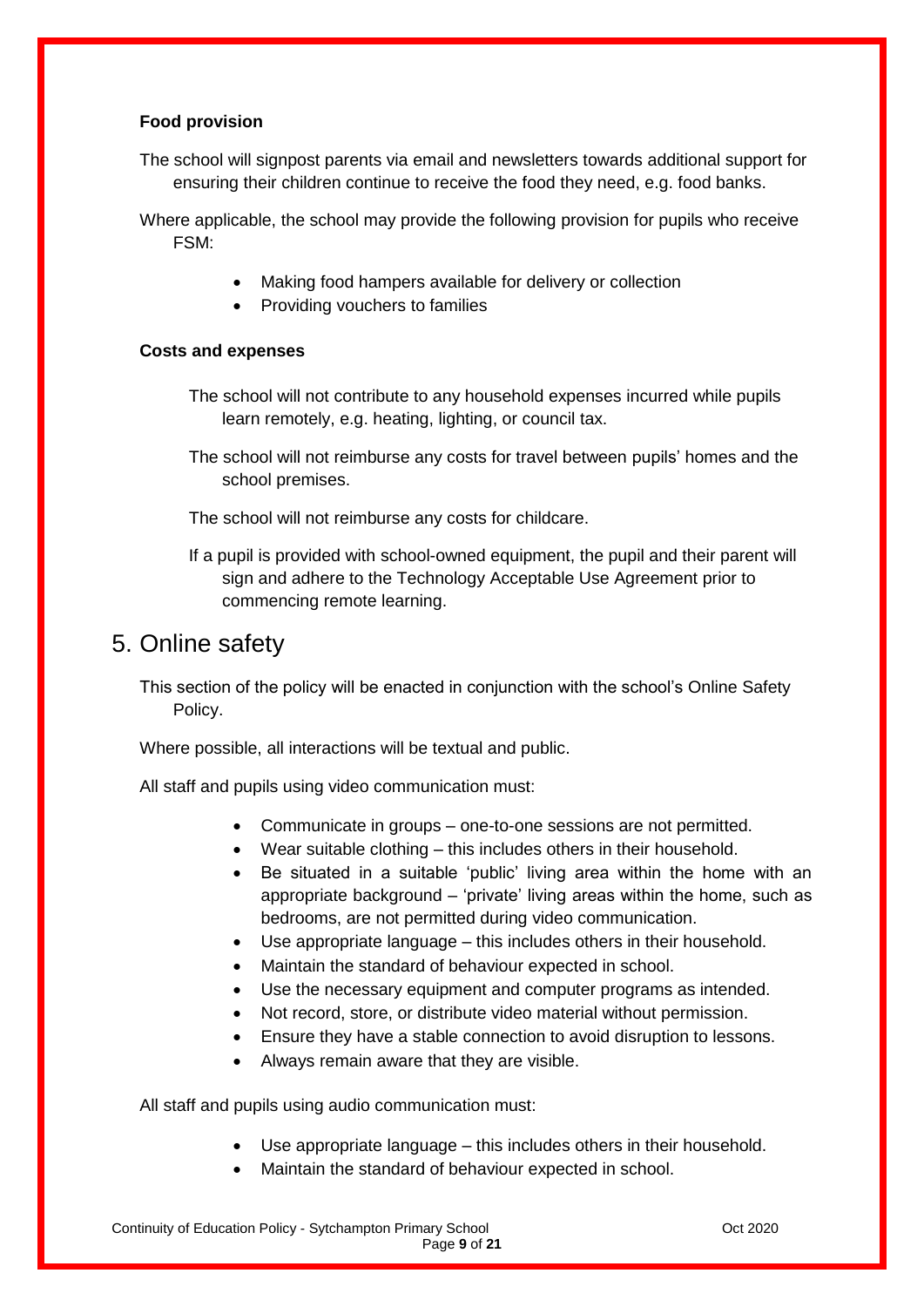**Food provision**

The school will signpost parents via email and newsletters towards additional support for ensuring their children continue to receive the food they need, e.g. food banks.

Where applicable, the school may provide the following provision for pupils who receive FSM:

- Making food hampers available for delivery or collection
- Providing vouchers to families

**Costs and expenses**

The school will not contribute to any household expenses incurred while pupils learn remotely, e.g. heating, lighting, or council tax.

The school will not reimburse any costs for travel between pupils' homes and the school premises.

The school will not reimburse any costs for childcare.

If a pupil is provided with school-owned equipment, the pupil and their parent will sign and adhere to the Technology Acceptable Use Agreement prior to commencing remote learning.

# 5. Online safety

This section of the policy will be enacted in conjunction with the school's Online Safety Policy.

Where possible, all interactions will be textual and public.

All staff and pupils using video communication must:

- Communicate in groups – one-to-one sessions are not permitted.
- Wear suitable clothing – this includes others in their household.
- Be situated in a suitable 'public' living area within the home with an appropriate background – 'private' living areas within the home, such as bedrooms, are not permitted during video communication.
- Use appropriate language – this includes others in their household.
- Maintain the standard of behaviour expected in school.
- Use the necessary equipment and computer programs as intended.
- Not record, store, or distribute video material without permission.
- Ensure they have a stable connection to avoid disruption to lessons.
- Always remain aware that they are visible.

All staff and pupils using audio communication must:

- Use appropriate language – this includes others in their household.
- Maintain the standard of behaviour expected in school.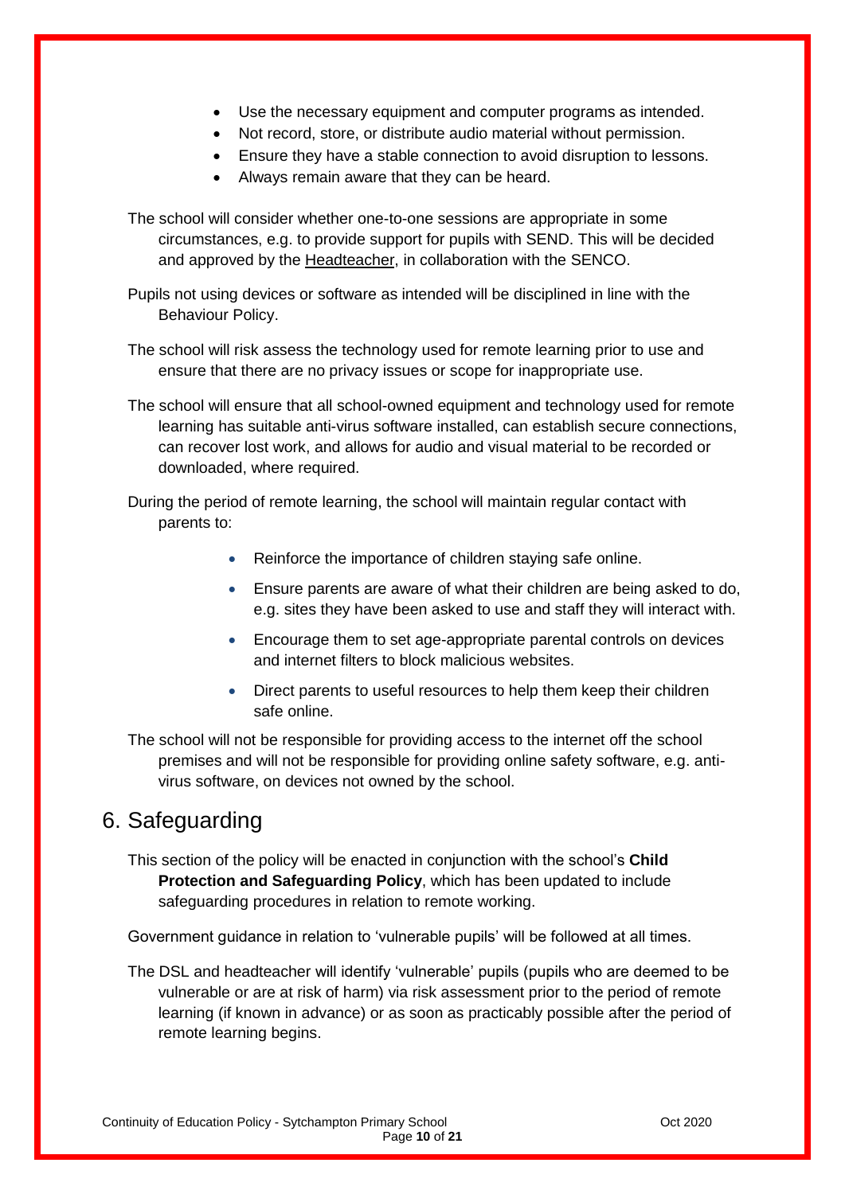- Use the necessary equipment and computer programs as intended.
- Not record, store, or distribute audio material without permission.
- Ensure they have a stable connection to avoid disruption to lessons.
- Always remain aware that they can be heard.

The school will consider whether one-to-one sessions are appropriate in some circumstances, e.g. to provide support for pupils with SEND. This will be decided and approved by the Headteacher, in collaboration with the SENCO.

Pupils not using devices or software as intended will be disciplined in line with the Behaviour Policy.

The school will risk assess the technology used for remote learning prior to use and ensure that there are no privacy issues or scope for inappropriate use.

The school will ensure that all school-owned equipment and technology used for remote learning has suitable anti-virus software installed, can establish secure connections, can recover lost work, and allows for audio and visual material to be recorded or downloaded, where required.

During the period of remote learning, the school will maintain regular contact with parents to:

- Reinforce the importance of children staying safe online.
- Ensure parents are aware of what their children are being asked to do, e.g. sites they have been asked to use and staff they will interact with.
- Encourage them to set age-appropriate parental controls on devices and internet filters to block malicious websites.
- Direct parents to useful resources to help them keep their children safe online.

The school will not be responsible for providing access to the internet off the school premises and will not be responsible for providing online safety software, e.g. anti-virus software, on devices not owned by the school.

# 6. Safeguarding

This section of the policy will be enacted in conjunction with the school's **Child Protection and Safeguarding Policy**, which has been updated to include safeguarding procedures in relation to remote working.

Government guidance in relation to 'vulnerable pupils' will be followed at all times.

The DSL and headteacher will identify 'vulnerable' pupils (pupils who are deemed to be vulnerable or are at risk of harm) via risk assessment prior to the period of remote learning (if known in advance) or as soon as practicably possible after the period of remote learning begins.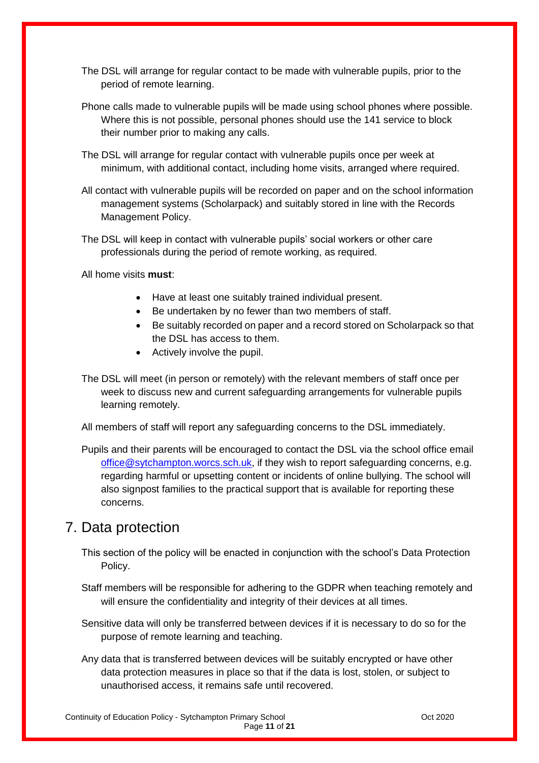The DSL will arrange for regular contact to be made with vulnerable pupils, prior to the period of remote learning.

Phone calls made to vulnerable pupils will be made using school phones where possible. Where this is not possible, personal phones should use the 141 service to block their number prior to making any calls.

The DSL will arrange for regular contact with vulnerable pupils once per week at minimum, with additional contact, including home visits, arranged where required.

All contact with vulnerable pupils will be recorded on paper and on the school information management systems (Scholarpack) and suitably stored in line with the Records Management Policy.

The DSL will keep in contact with vulnerable pupils' social workers or other care professionals during the period of remote working, as required.

All home visits **must**:

- Have at least one suitably trained individual present.
- Be undertaken by no fewer than two members of staff.
- Be suitably recorded on paper and a record stored on Scholarpack so that the DSL has access to them.
- Actively involve the pupil.

The DSL will meet (in person or remotely) with the relevant members of staff once per week to discuss new and current safeguarding arrangements for vulnerable pupils learning remotely.

All members of staff will report any safeguarding concerns to the DSL immediately.

Pupils and their parents will be encouraged to contact the DSL via the school office email office@sytchampton.worcs.sch.uk, if they wish to report safeguarding concerns, e.g. regarding harmful or upsetting content or incidents of online bullying. The school will also signpost families to the practical support that is available for reporting these concerns.

## 7. Data protection

This section of the policy will be enacted in conjunction with the school's Data Protection Policy.

Staff members will be responsible for adhering to the GDPR when teaching remotely and will ensure the confidentiality and integrity of their devices at all times.

Sensitive data will only be transferred between devices if it is necessary to do so for the purpose of remote learning and teaching.

Any data that is transferred between devices will be suitably encrypted or have other data protection measures in place so that if the data is lost, stolen, or subject to unauthorised access, it remains safe until recovered.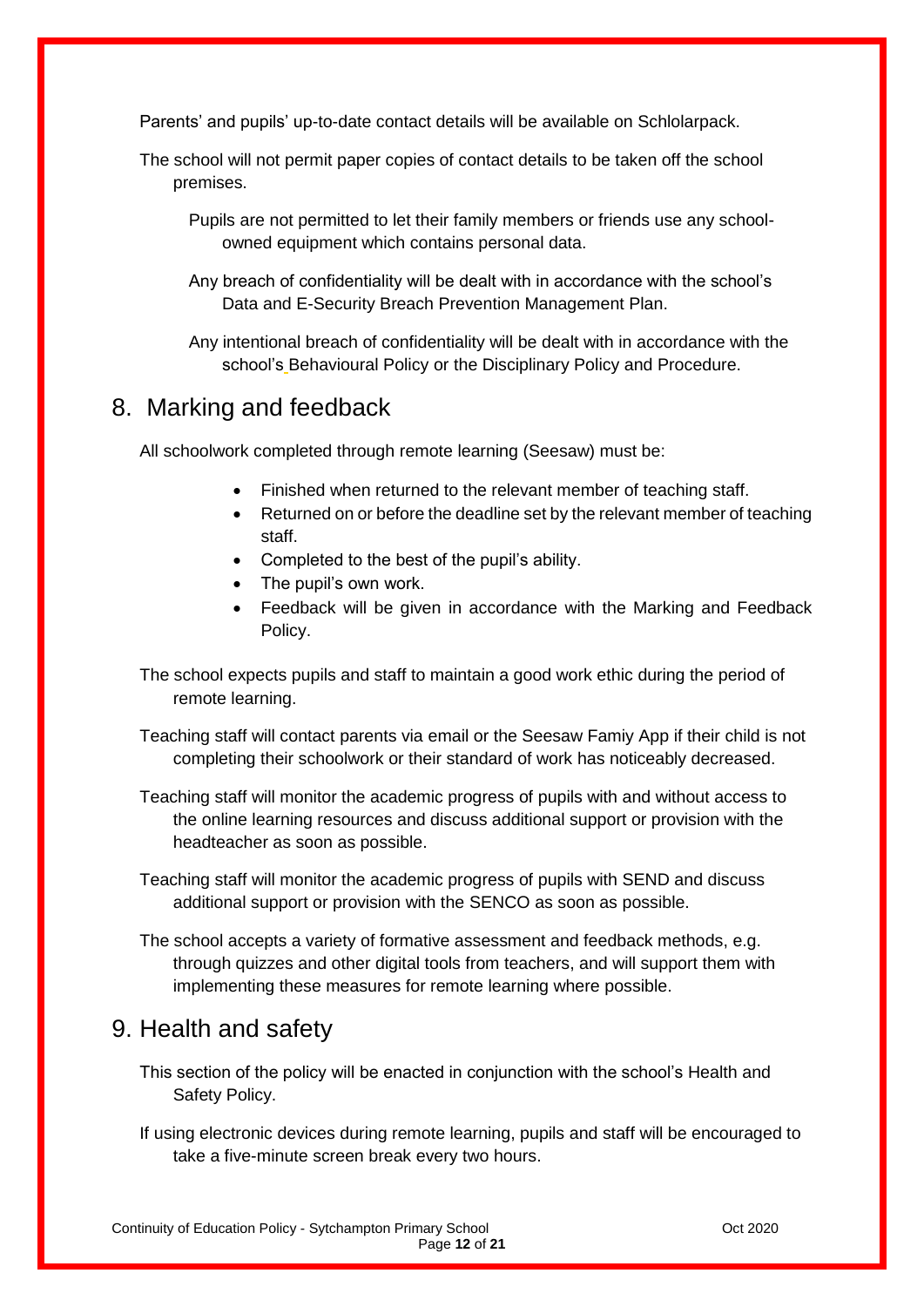Parents' and pupils' up-to-date contact details will be available on Schlolarpack.

The school will not permit paper copies of contact details to be taken off the school premises.

Pupils are not permitted to let their family members or friends use any school-owned equipment which contains personal data.

Any breach of confidentiality will be dealt with in accordance with the school's Data and E-Security Breach Prevention Management Plan.

Any intentional breach of confidentiality will be dealt with in accordance with the school's Behavioural Policy or the Disciplinary Policy and Procedure.

## 8. Marking and feedback

All schoolwork completed through remote learning (Seesaw) must be:

- Finished when returned to the relevant member of teaching staff.
- Returned on or before the deadline set by the relevant member of teaching staff.
- Completed to the best of the pupil's ability.
- The pupil's own work.
- Feedback will be given in accordance with the Marking and Feedback Policy.

The school expects pupils and staff to maintain a good work ethic during the period of remote learning.

Teaching staff will contact parents via email or the Seesaw Famiy App if their child is not completing their schoolwork or their standard of work has noticeably decreased.

Teaching staff will monitor the academic progress of pupils with and without access to the online learning resources and discuss additional support or provision with the headteacher as soon as possible.

Teaching staff will monitor the academic progress of pupils with SEND and discuss additional support or provision with the SENCO as soon as possible.

The school accepts a variety of formative assessment and feedback methods, e.g. through quizzes and other digital tools from teachers, and will support them with implementing these measures for remote learning where possible.

## 9. Health and safety

This section of the policy will be enacted in conjunction with the school's Health and Safety Policy.

If using electronic devices during remote learning, pupils and staff will be encouraged to take a five-minute screen break every two hours.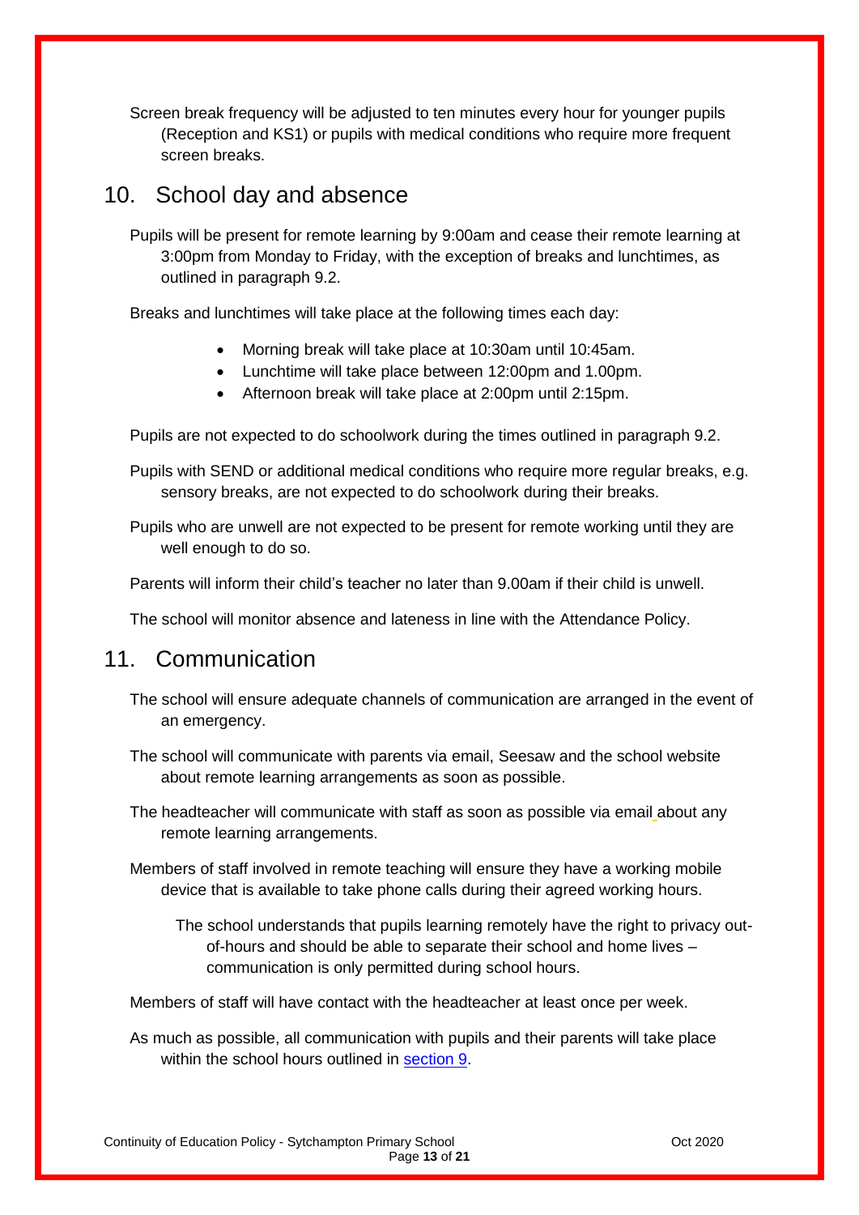Screen break frequency will be adjusted to ten minutes every hour for younger pupils (Reception and KS1) or pupils with medical conditions who require more frequent screen breaks.

## 10. School day and absence

Pupils will be present for remote learning by 9:00am and cease their remote learning at 3:00pm from Monday to Friday, with the exception of breaks and lunchtimes, as outlined in paragraph 9.2.

Breaks and lunchtimes will take place at the following times each day:

- Morning break will take place at 10:30am until 10:45am.
- Lunchtime will take place between 12:00pm and 1.00pm.
- Afternoon break will take place at 2:00pm until 2:15pm.

Pupils are not expected to do schoolwork during the times outlined in paragraph 9.2.

Pupils with SEND or additional medical conditions who require more regular breaks, e.g. sensory breaks, are not expected to do schoolwork during their breaks.

Pupils who are unwell are not expected to be present for remote working until they are well enough to do so.

Parents will inform their child's teacher no later than 9.00am if their child is unwell.

The school will monitor absence and lateness in line with the Attendance Policy.

## 11. Communication

The school will ensure adequate channels of communication are arranged in the event of an emergency.

The school will communicate with parents via email, Seesaw and the school website about remote learning arrangements as soon as possible.

The headteacher will communicate with staff as soon as possible via email about any remote learning arrangements.

Members of staff involved in remote teaching will ensure they have a working mobile device that is available to take phone calls during their agreed working hours.

The school understands that pupils learning remotely have the right to privacy out-of-hours and should be able to separate their school and home lives – communication is only permitted during school hours.

Members of staff will have contact with the headteacher at least once per week.

As much as possible, all communication with pupils and their parents will take place within the school hours outlined in section 9.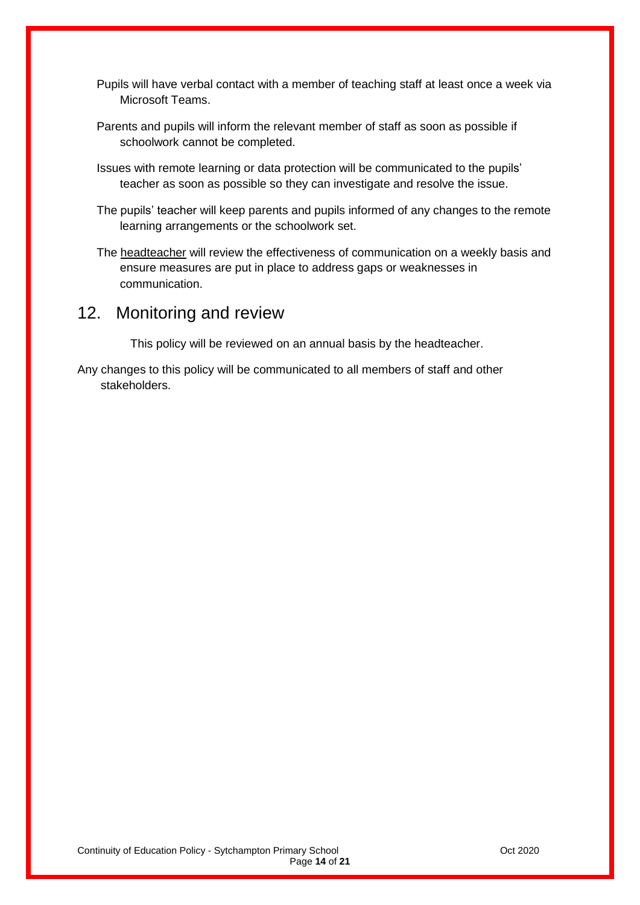Pupils will have verbal contact with a member of teaching staff at least once a week via Microsoft Teams.

Parents and pupils will inform the relevant member of staff as soon as possible if schoolwork cannot be completed.

Issues with remote learning or data protection will be communicated to the pupils' teacher as soon as possible so they can investigate and resolve the issue.

The pupils' teacher will keep parents and pupils informed of any changes to the remote learning arrangements or the schoolwork set.

The headteacher will review the effectiveness of communication on a weekly basis and ensure measures are put in place to address gaps or weaknesses in communication.

## 12. Monitoring and review

This policy will be reviewed on an annual basis by the headteacher.

Any changes to this policy will be communicated to all members of staff and other stakeholders.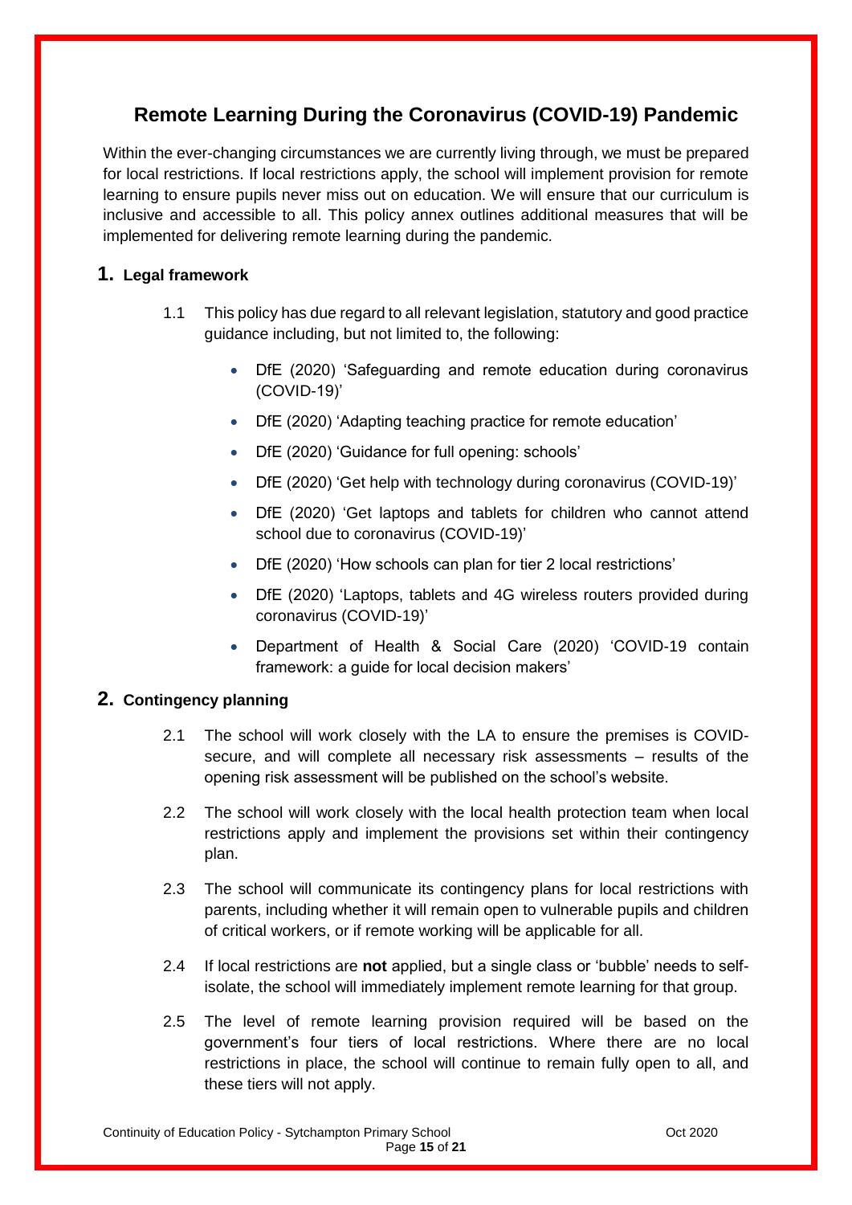# Remote Learning During the Coronavirus (COVID-19) Pandemic

Within the ever-changing circumstances we are currently living through, we must be prepared for local restrictions. If local restrictions apply, the school will implement provision for remote learning to ensure pupils never miss out on education. We will ensure that our curriculum is inclusive and accessible to all. This policy annex outlines additional measures that will be implemented for delivering remote learning during the pandemic.

## 1. Legal framework

1.1 This policy has due regard to all relevant legislation, statutory and good practice guidance including, but not limited to, the following:

- DfE (2020) 'Safeguarding and remote education during coronavirus (COVID-19)'
- DfE (2020) 'Adapting teaching practice for remote education'
- DfE (2020) 'Guidance for full opening: schools'
- DfE (2020) 'Get help with technology during coronavirus (COVID-19)'
- DfE (2020) 'Get laptops and tablets for children who cannot attend school due to coronavirus (COVID-19)'
- DfE (2020) 'How schools can plan for tier 2 local restrictions'
- DfE (2020) 'Laptops, tablets and 4G wireless routers provided during coronavirus (COVID-19)'
- Department of Health & Social Care (2020) 'COVID-19 contain framework: a guide for local decision makers'

## 2. Contingency planning

2.1 The school will work closely with the LA to ensure the premises is COVID-secure, and will complete all necessary risk assessments – results of the opening risk assessment will be published on the school's website.

2.2 The school will work closely with the local health protection team when local restrictions apply and implement the provisions set within their contingency plan.

2.3 The school will communicate its contingency plans for local restrictions with parents, including whether it will remain open to vulnerable pupils and children of critical workers, or if remote working will be applicable for all.

2.4 If local restrictions are **not** applied, but a single class or 'bubble' needs to self-isolate, the school will immediately implement remote learning for that group.

2.5 The level of remote learning provision required will be based on the government's four tiers of local restrictions. Where there are no local restrictions in place, the school will continue to remain fully open to all, and these tiers will not apply.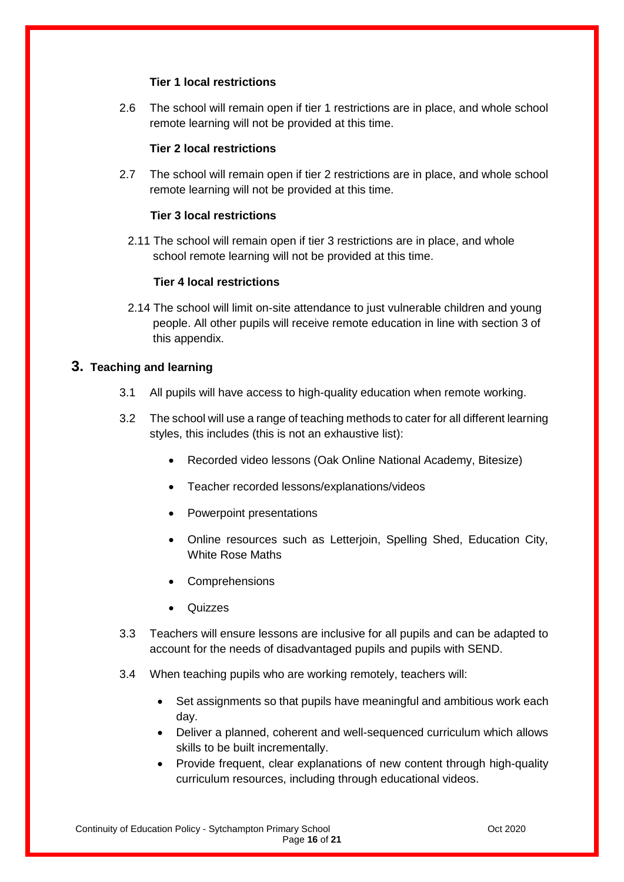**Tier 1 local restrictions**

2.6 The school will remain open if tier 1 restrictions are in place, and whole school remote learning will not be provided at this time.

**Tier 2 local restrictions**

2.7 The school will remain open if tier 2 restrictions are in place, and whole school remote learning will not be provided at this time.

**Tier 3 local restrictions**

2.11 The school will remain open if tier 3 restrictions are in place, and whole school remote learning will not be provided at this time.

**Tier 4 local restrictions**

2.14 The school will limit on-site attendance to just vulnerable children and young people. All other pupils will receive remote education in line with section 3 of this appendix.

## 3. Teaching and learning

3.1 All pupils will have access to high-quality education when remote working.

3.2 The school will use a range of teaching methods to cater for all different learning styles, this includes (this is not an exhaustive list):

- Recorded video lessons (Oak Online National Academy, Bitesize)
- Teacher recorded lessons/explanations/videos
- Powerpoint presentations
- Online resources such as Letterjoin, Spelling Shed, Education City, White Rose Maths
- Comprehensions
- Quizzes

3.3 Teachers will ensure lessons are inclusive for all pupils and can be adapted to account for the needs of disadvantaged pupils and pupils with SEND.

3.4 When teaching pupils who are working remotely, teachers will:

- Set assignments so that pupils have meaningful and ambitious work each day.
- Deliver a planned, coherent and well-sequenced curriculum which allows skills to be built incrementally.
- Provide frequent, clear explanations of new content through high-quality curriculum resources, including through educational videos.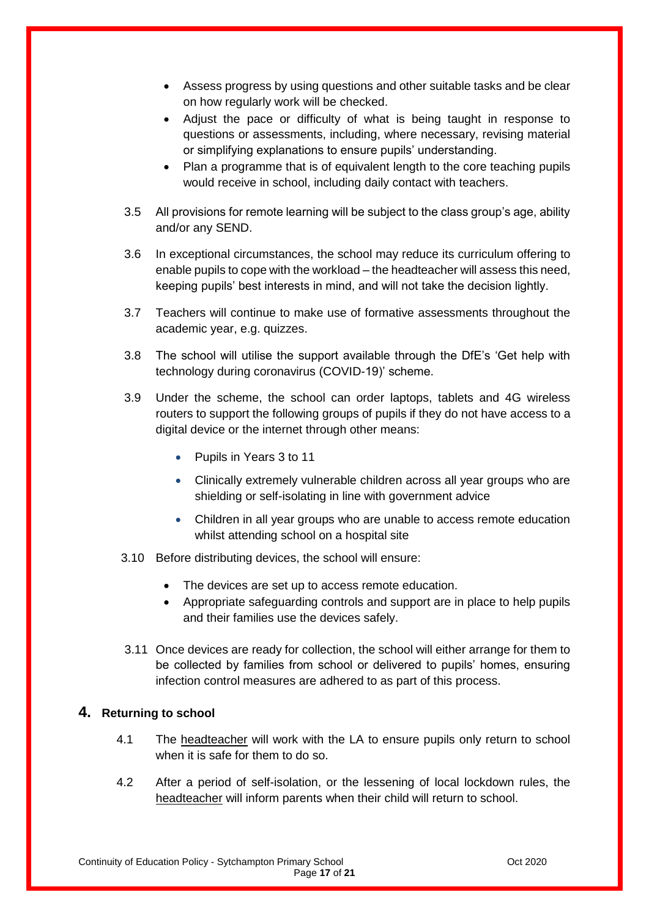- Assess progress by using questions and other suitable tasks and be clear on how regularly work will be checked.
- Adjust the pace or difficulty of what is being taught in response to questions or assessments, including, where necessary, revising material or simplifying explanations to ensure pupils' understanding.
- Plan a programme that is of equivalent length to the core teaching pupils would receive in school, including daily contact with teachers.

3.5 All provisions for remote learning will be subject to the class group's age, ability and/or any SEND.

3.6 In exceptional circumstances, the school may reduce its curriculum offering to enable pupils to cope with the workload – the headteacher will assess this need, keeping pupils' best interests in mind, and will not take the decision lightly.

3.7 Teachers will continue to make use of formative assessments throughout the academic year, e.g. quizzes.

3.8 The school will utilise the support available through the DfE's 'Get help with technology during coronavirus (COVID-19)' scheme.

3.9 Under the scheme, the school can order laptops, tablets and 4G wireless routers to support the following groups of pupils if they do not have access to a digital device or the internet through other means:

- Pupils in Years 3 to 11
- Clinically extremely vulnerable children across all year groups who are shielding or self-isolating in line with government advice
- Children in all year groups who are unable to access remote education whilst attending school on a hospital site

3.10 Before distributing devices, the school will ensure:

- The devices are set up to access remote education.
- Appropriate safeguarding controls and support are in place to help pupils and their families use the devices safely.

3.11 Once devices are ready for collection, the school will either arrange for them to be collected by families from school or delivered to pupils' homes, ensuring infection control measures are adhered to as part of this process.

## 4. Returning to school

4.1 The headteacher will work with the LA to ensure pupils only return to school when it is safe for them to do so.

4.2 After a period of self-isolation, or the lessening of local lockdown rules, the headteacher will inform parents when their child will return to school.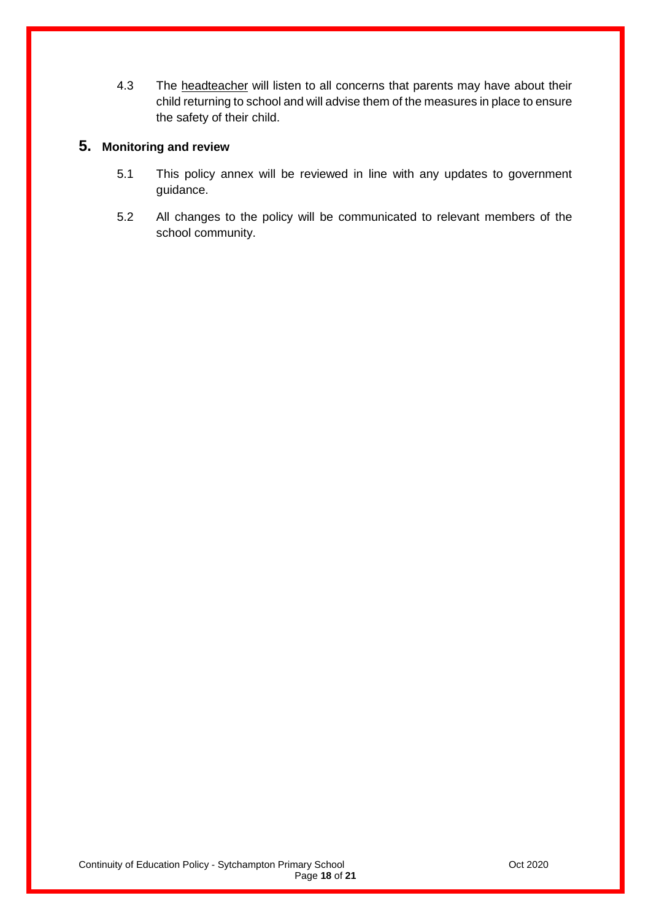4.3 The headteacher will listen to all concerns that parents may have about their child returning to school and will advise them of the measures in place to ensure the safety of their child.

## 5. Monitoring and review

5.1 This policy annex will be reviewed in line with any updates to government guidance.

5.2 All changes to the policy will be communicated to relevant members of the school community.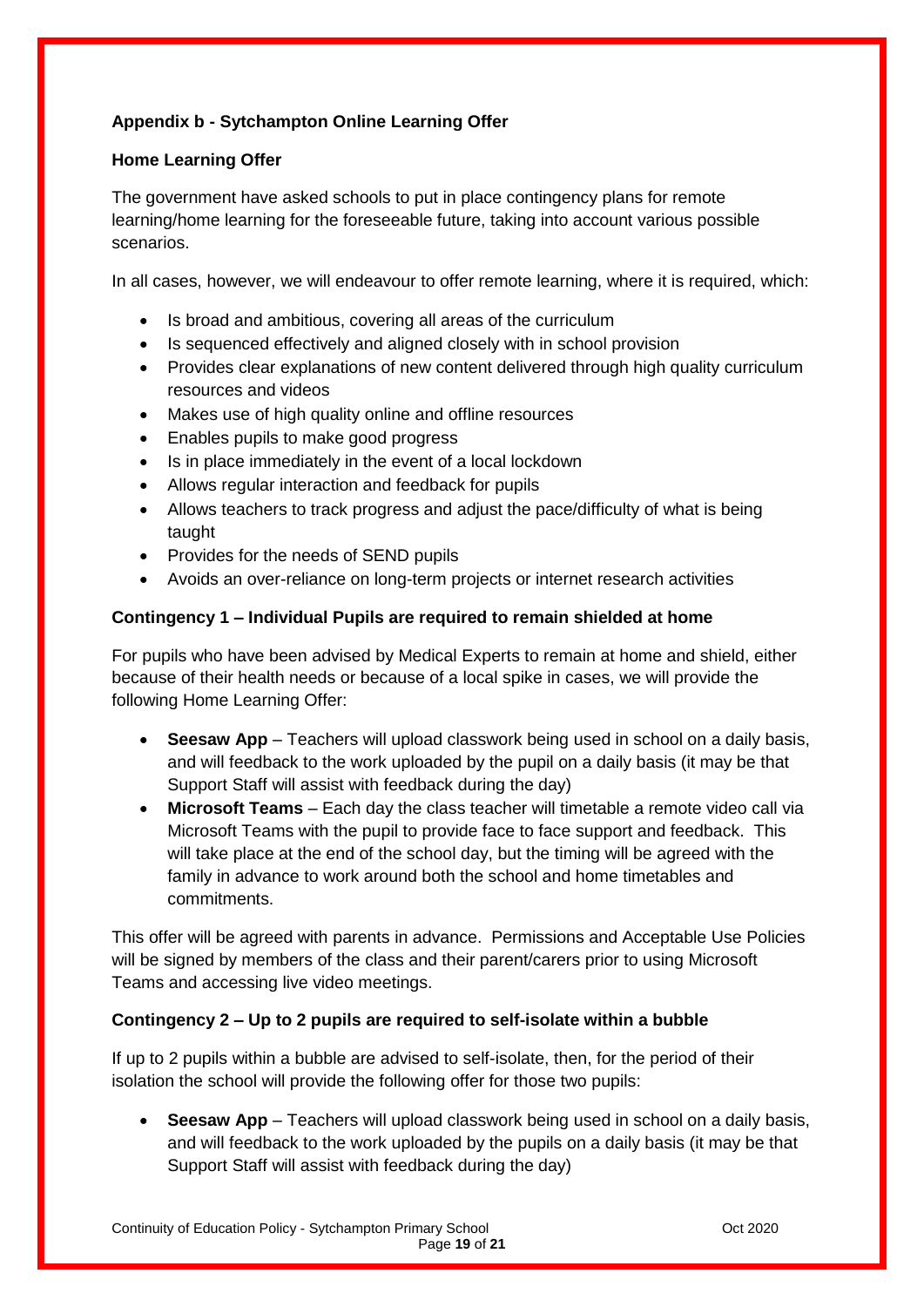**Appendix b - Sytchampton Online Learning Offer**

**Home Learning Offer**

The government have asked schools to put in place contingency plans for remote learning/home learning for the foreseeable future, taking into account various possible scenarios.

In all cases, however, we will endeavour to offer remote learning, where it is required, which:

- Is broad and ambitious, covering all areas of the curriculum
- Is sequenced effectively and aligned closely with in school provision
- Provides clear explanations of new content delivered through high quality curriculum resources and videos
- Makes use of high quality online and offline resources
- Enables pupils to make good progress
- Is in place immediately in the event of a local lockdown
- Allows regular interaction and feedback for pupils
- Allows teachers to track progress and adjust the pace/difficulty of what is being taught
- Provides for the needs of SEND pupils
- Avoids an over-reliance on long-term projects or internet research activities

**Contingency 1 – Individual Pupils are required to remain shielded at home**

For pupils who have been advised by Medical Experts to remain at home and shield, either because of their health needs or because of a local spike in cases, we will provide the following Home Learning Offer:

- **Seesaw App** – Teachers will upload classwork being used in school on a daily basis, and will feedback to the work uploaded by the pupil on a daily basis (it may be that Support Staff will assist with feedback during the day)
- **Microsoft Teams** – Each day the class teacher will timetable a remote video call via Microsoft Teams with the pupil to provide face to face support and feedback. This will take place at the end of the school day, but the timing will be agreed with the family in advance to work around both the school and home timetables and commitments.

This offer will be agreed with parents in advance. Permissions and Acceptable Use Policies will be signed by members of the class and their parent/carers prior to using Microsoft Teams and accessing live video meetings.

**Contingency 2 – Up to 2 pupils are required to self-isolate within a bubble**

If up to 2 pupils within a bubble are advised to self-isolate, then, for the period of their isolation the school will provide the following offer for those two pupils:

- **Seesaw App** – Teachers will upload classwork being used in school on a daily basis, and will feedback to the work uploaded by the pupils on a daily basis (it may be that Support Staff will assist with feedback during the day)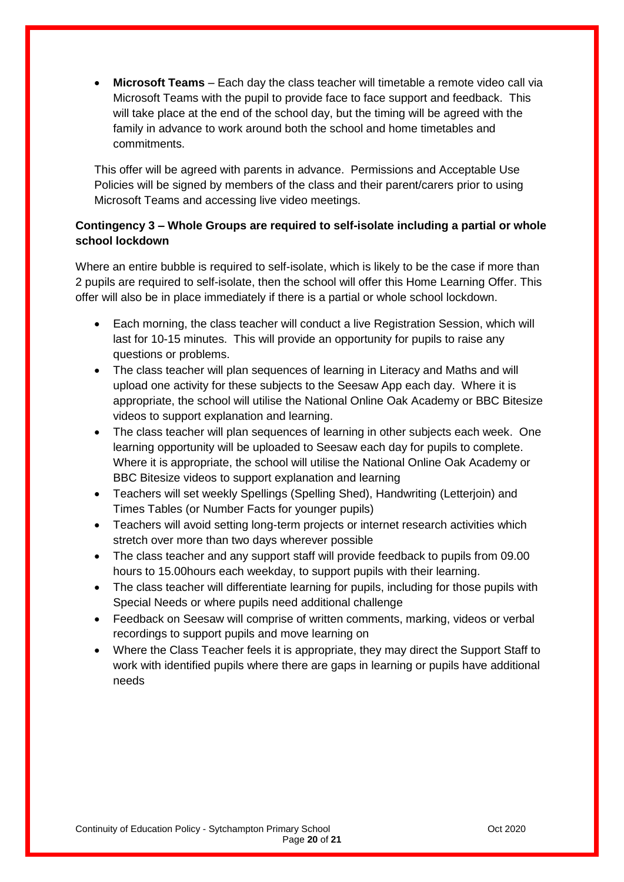- **Microsoft Teams** – Each day the class teacher will timetable a remote video call via Microsoft Teams with the pupil to provide face to face support and feedback. This will take place at the end of the school day, but the timing will be agreed with the family in advance to work around both the school and home timetables and commitments.

This offer will be agreed with parents in advance. Permissions and Acceptable Use Policies will be signed by members of the class and their parent/carers prior to using Microsoft Teams and accessing live video meetings.

**Contingency 3 – Whole Groups are required to self-isolate including a partial or whole school lockdown**

Where an entire bubble is required to self-isolate, which is likely to be the case if more than 2 pupils are required to self-isolate, then the school will offer this Home Learning Offer. This offer will also be in place immediately if there is a partial or whole school lockdown.

- Each morning, the class teacher will conduct a live Registration Session, which will last for 10-15 minutes. This will provide an opportunity for pupils to raise any questions or problems.
- The class teacher will plan sequences of learning in Literacy and Maths and will upload one activity for these subjects to the Seesaw App each day. Where it is appropriate, the school will utilise the National Online Oak Academy or BBC Bitesize videos to support explanation and learning.
- The class teacher will plan sequences of learning in other subjects each week. One learning opportunity will be uploaded to Seesaw each day for pupils to complete. Where it is appropriate, the school will utilise the National Online Oak Academy or BBC Bitesize videos to support explanation and learning
- Teachers will set weekly Spellings (Spelling Shed), Handwriting (Letterjoin) and Times Tables (or Number Facts for younger pupils)
- Teachers will avoid setting long-term projects or internet research activities which stretch over more than two days wherever possible
- The class teacher and any support staff will provide feedback to pupils from 09.00 hours to 15.00hours each weekday, to support pupils with their learning.
- The class teacher will differentiate learning for pupils, including for those pupils with Special Needs or where pupils need additional challenge
- Feedback on Seesaw will comprise of written comments, marking, videos or verbal recordings to support pupils and move learning on
- Where the Class Teacher feels it is appropriate, they may direct the Support Staff to work with identified pupils where there are gaps in learning or pupils have additional needs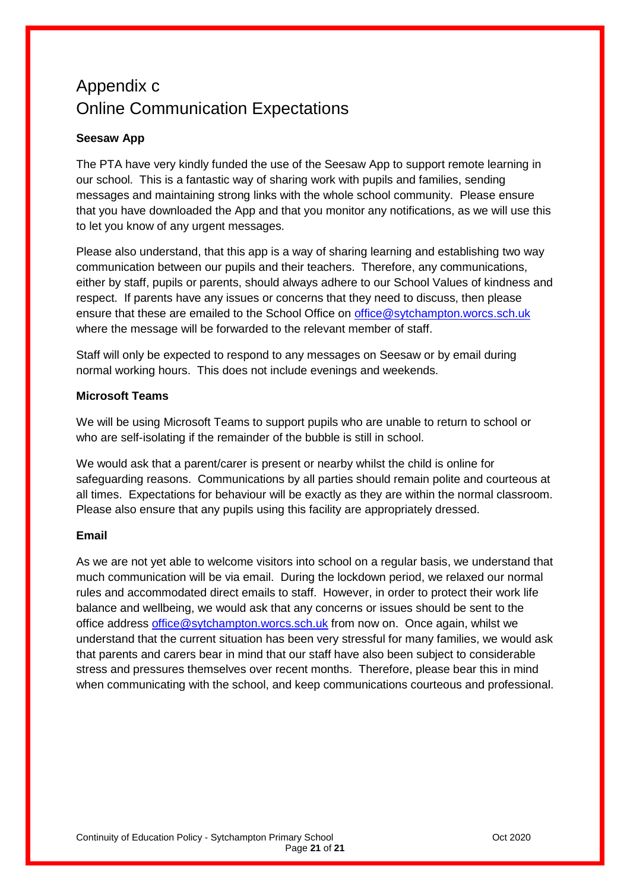# Appendix c
# Online Communication Expectations

**Seesaw App**

The PTA have very kindly funded the use of the Seesaw App to support remote learning in our school. This is a fantastic way of sharing work with pupils and families, sending messages and maintaining strong links with the whole school community. Please ensure that you have downloaded the App and that you monitor any notifications, as we will use this to let you know of any urgent messages.

Please also understand, that this app is a way of sharing learning and establishing two way communication between our pupils and their teachers. Therefore, any communications, either by staff, pupils or parents, should always adhere to our School Values of kindness and respect. If parents have any issues or concerns that they need to discuss, then please ensure that these are emailed to the School Office on office@sytchampton.worcs.sch.uk where the message will be forwarded to the relevant member of staff.

Staff will only be expected to respond to any messages on Seesaw or by email during normal working hours. This does not include evenings and weekends.

**Microsoft Teams**

We will be using Microsoft Teams to support pupils who are unable to return to school or who are self-isolating if the remainder of the bubble is still in school.

We would ask that a parent/carer is present or nearby whilst the child is online for safeguarding reasons. Communications by all parties should remain polite and courteous at all times. Expectations for behaviour will be exactly as they are within the normal classroom. Please also ensure that any pupils using this facility are appropriately dressed.

**Email**

As we are not yet able to welcome visitors into school on a regular basis, we understand that much communication will be via email. During the lockdown period, we relaxed our normal rules and accommodated direct emails to staff. However, in order to protect their work life balance and wellbeing, we would ask that any concerns or issues should be sent to the office address office@sytchampton.worcs.sch.uk from now on. Once again, whilst we understand that the current situation has been very stressful for many families, we would ask that parents and carers bear in mind that our staff have also been subject to considerable stress and pressures themselves over recent months. Therefore, please bear this in mind when communicating with the school, and keep communications courteous and professional.